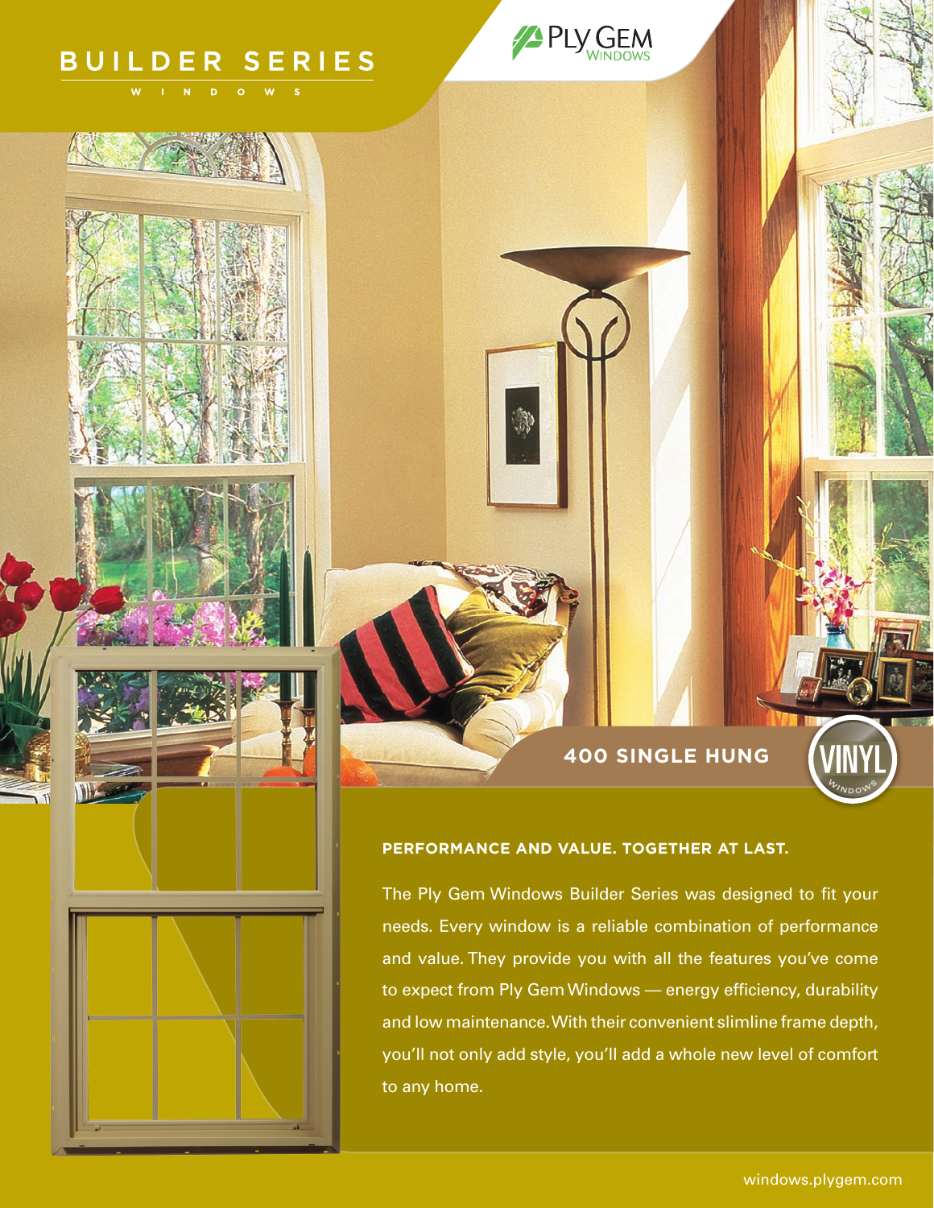# BUILDER SERIES

WINDOWS

PLY GEM WINDOWS

## 400 SINGLE HUNG

VINYL WINDOWS

### PERFORMANCE AND VALUE. TOGETHER AT LAST.

The Ply Gem Windows Builder Series was designed to fit your needs. Every window is a reliable combination of performance and value. They provide you with all the features you've come to expect from Ply Gem Windows — energy efficiency, durability and low maintenance. With their convenient slimline frame depth, you'll not only add style, you'll add a whole new level of comfort to any home.

windows.plygem.com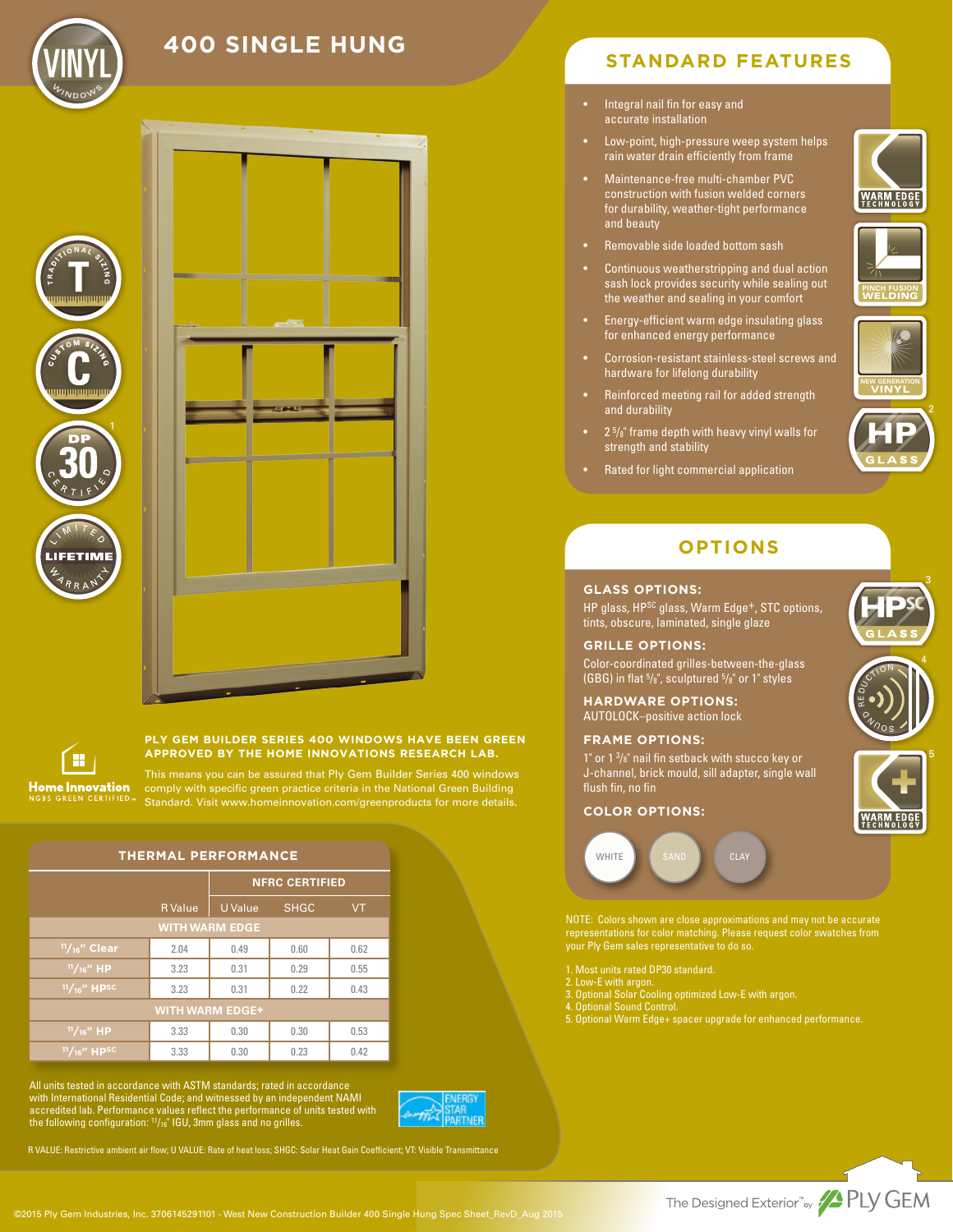# 400 SINGLE HUNG

## STANDARD FEATURES

- Integral nail fin for easy and accurate installation
- Low-point, high-pressure weep system helps rain water drain efficiently from frame
- Maintenance-free multi-chamber PVC construction with fusion welded corners for durability, weather-tight performance and beauty
- Removable side loaded bottom sash
- Continuous weatherstripping and dual action sash lock provides security while sealing out the weather and sealing in your comfort
- Energy-efficient warm edge insulating glass for enhanced energy performance
- Corrosion-resistant stainless-steel screws and hardware for lifelong durability
- Reinforced meeting rail for added strength and durability
- 2 5/8" frame depth with heavy vinyl walls for strength and stability
- Rated for light commercial application

## OPTIONS

**GLASS OPTIONS:**
HP glass, HPSC glass, Warm Edge+, STC options, tints, obscure, laminated, single glaze

**GRILLE OPTIONS:**
Color-coordinated grilles-between-the-glass (GBG) in flat 5/8", sculptured 5/8" or 1" styles

**HARDWARE OPTIONS:**
AUTOLOCK–positive action lock

**FRAME OPTIONS:**
1" or 1 3/8" nail fin setback with stucco key or J-channel, brick mould, sill adapter, single wall flush fin, no fin

**COLOR OPTIONS:**
WHITE, SAND, CLAY

NOTE: Colors shown are close approximations and may not be accurate representations for color matching. Please request color swatches from your Ply Gem sales representative to do so.

1. Most units rated DP30 standard.
2. Low-E with argon.
3. Optional Solar Cooling optimized Low-E with argon.
4. Optional Sound Control.
5. Optional Warm Edge+ spacer upgrade for enhanced performance.

**PLY GEM BUILDER SERIES 400 WINDOWS HAVE BEEN GREEN APPROVED BY THE HOME INNOVATIONS RESEARCH LAB.**

This means you can be assured that Ply Gem Builder Series 400 windows comply with specific green practice criteria in the National Green Building Standard. Visit www.homeinnovation.com/greenproducts for more details.

## THERMAL PERFORMANCE

| | | NFRC CERTIFIED | | |
|---|---|---|---|---|
| | R Value | U Value | SHGC | VT |
| **WITH WARM EDGE** | | | | |
| 11/16" Clear | 2.04 | 0.49 | 0.60 | 0.62 |
| 11/16" HP | 3.23 | 0.31 | 0.29 | 0.55 |
| 11/16" HPSC | 3.23 | 0.31 | 0.22 | 0.43 |
| **WITH WARM EDGE+** | | | | |
| 11/16" HP | 3.33 | 0.30 | 0.30 | 0.53 |
| 11/16" HPSC | 3.33 | 0.30 | 0.23 | 0.42 |

All units tested in accordance with ASTM standards; rated in accordance with International Residential Code; and witnessed by an independent NAMI accredited lab. Performance values reflect the performance of units tested with the following configuration: 11/16" IGU, 3mm glass and no grilles.

R VALUE: Restrictive ambient air flow; U VALUE: Rate of heat loss; SHGC: Solar Heat Gain Coefficient; VT: Visible Transmittance

©2015 Ply Gem Industries, Inc. 3706145291101 - West New Construction Builder 400 Single Hung Spec Sheet_RevD_Aug 2015

The Designed Exterior™ by Ply Gem